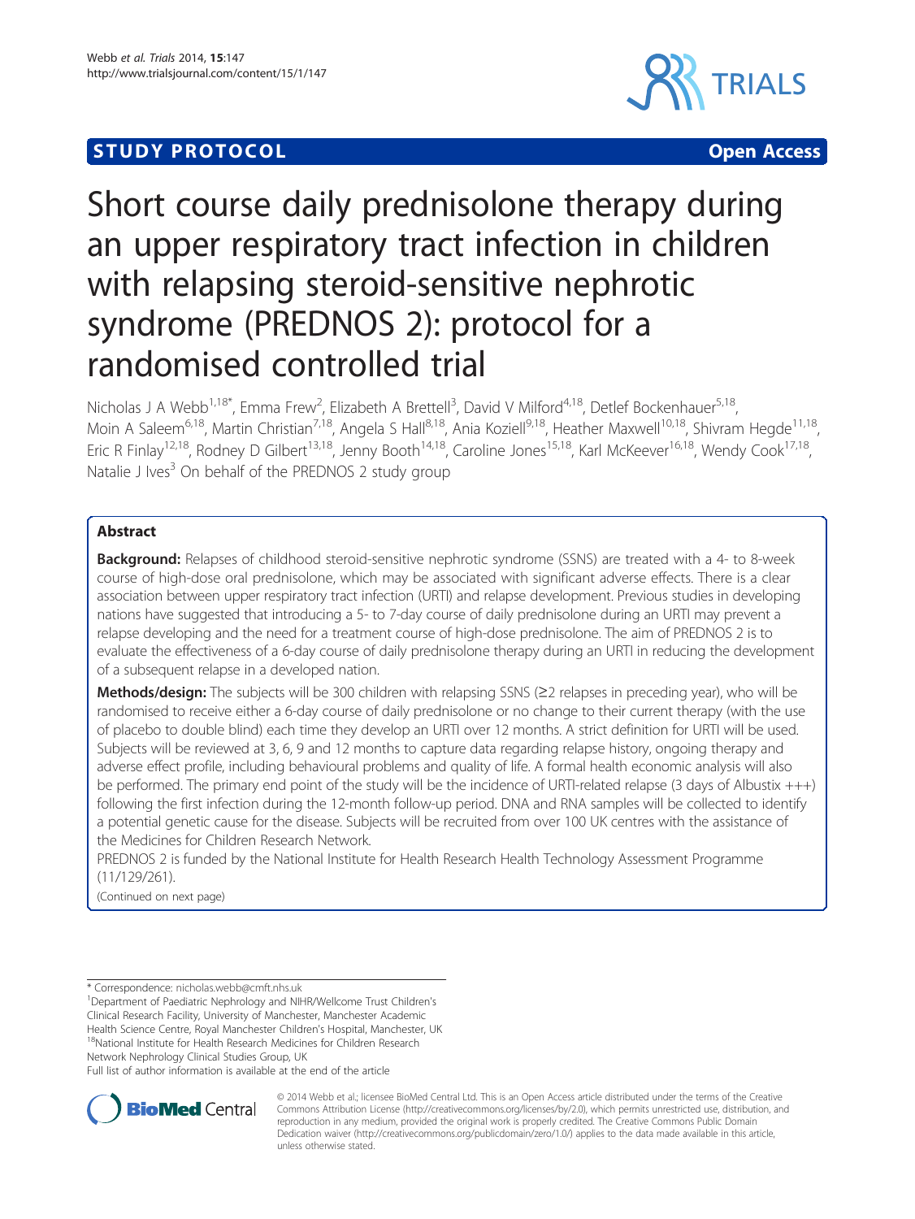STUDY PROTOCOL Open Access

# Short course daily prednisolone therapy during an upper respiratory tract infection in children with relapsing steroid-sensitive nephrotic syndrome (PREDNOS 2): protocol for a randomised controlled trial

Nicholas J A Webb[1,18*], Emma Frew[2], Elizabeth A Brettell[3], David V Milford[4,18], Detlef Bockenhauer[5,18], Moin A Saleem[6,18], Martin Christian[7,18], Angela S Hall[8,18], Ania Koziell[9,18], Heather Maxwell[10,18], Shivram Hegde[11,18], Eric R Finlay[12,18], Rodney D Gilbert[13,18], Jenny Booth[14,18], Caroline Jones[15,18], Karl McKeever[16,18], Wendy Cook[17,18], Natalie J Ives[3] On behalf of the PREDNOS 2 study group

## Abstract

**Background:** Relapses of childhood steroid-sensitive nephrotic syndrome (SSNS) are treated with a 4- to 8-week course of high-dose oral prednisolone, which may be associated with significant adverse effects. There is a clear association between upper respiratory tract infection (URTI) and relapse development. Previous studies in developing nations have suggested that introducing a 5- to 7-day course of daily prednisolone during an URTI may prevent a relapse developing and the need for a treatment course of high-dose prednisolone. The aim of PREDNOS 2 is to evaluate the effectiveness of a 6-day course of daily prednisolone therapy during an URTI in reducing the development of a subsequent relapse in a developed nation.

**Methods/design:** The subjects will be 300 children with relapsing SSNS (≥2 relapses in preceding year), who will be randomised to receive either a 6-day course of daily prednisolone or no change to their current therapy (with the use of placebo to double blind) each time they develop an URTI over 12 months. A strict definition for URTI will be used. Subjects will be reviewed at 3, 6, 9 and 12 months to capture data regarding relapse history, ongoing therapy and adverse effect profile, including behavioural problems and quality of life. A formal health economic analysis will also be performed. The primary end point of the study will be the incidence of URTI-related relapse (3 days of Albustix +++) following the first infection during the 12-month follow-up period. DNA and RNA samples will be collected to identify a potential genetic cause for the disease. Subjects will be recruited from over 100 UK centres with the assistance of the Medicines for Children Research Network.

PREDNOS 2 is funded by the National Institute for Health Research Health Technology Assessment Programme (11/129/261).

(Continued on next page)

\* Correspondence: nicholas.webb@cmft.nhs.uk

[1]Department of Paediatric Nephrology and NIHR/Wellcome Trust Children's Clinical Research Facility, University of Manchester, Manchester Academic Health Science Centre, Royal Manchester Children's Hospital, Manchester, UK

[18]National Institute for Health Research Medicines for Children Research Network Nephrology Clinical Studies Group, UK

Full list of author information is available at the end of the article

© 2014 Webb et al.; licensee BioMed Central Ltd. This is an Open Access article distributed under the terms of the Creative Commons Attribution License (http://creativecommons.org/licenses/by/2.0), which permits unrestricted use, distribution, and reproduction in any medium, provided the original work is properly credited. The Creative Commons Public Domain Dedication waiver (http://creativecommons.org/publicdomain/zero/1.0/) applies to the data made available in this article, unless otherwise stated.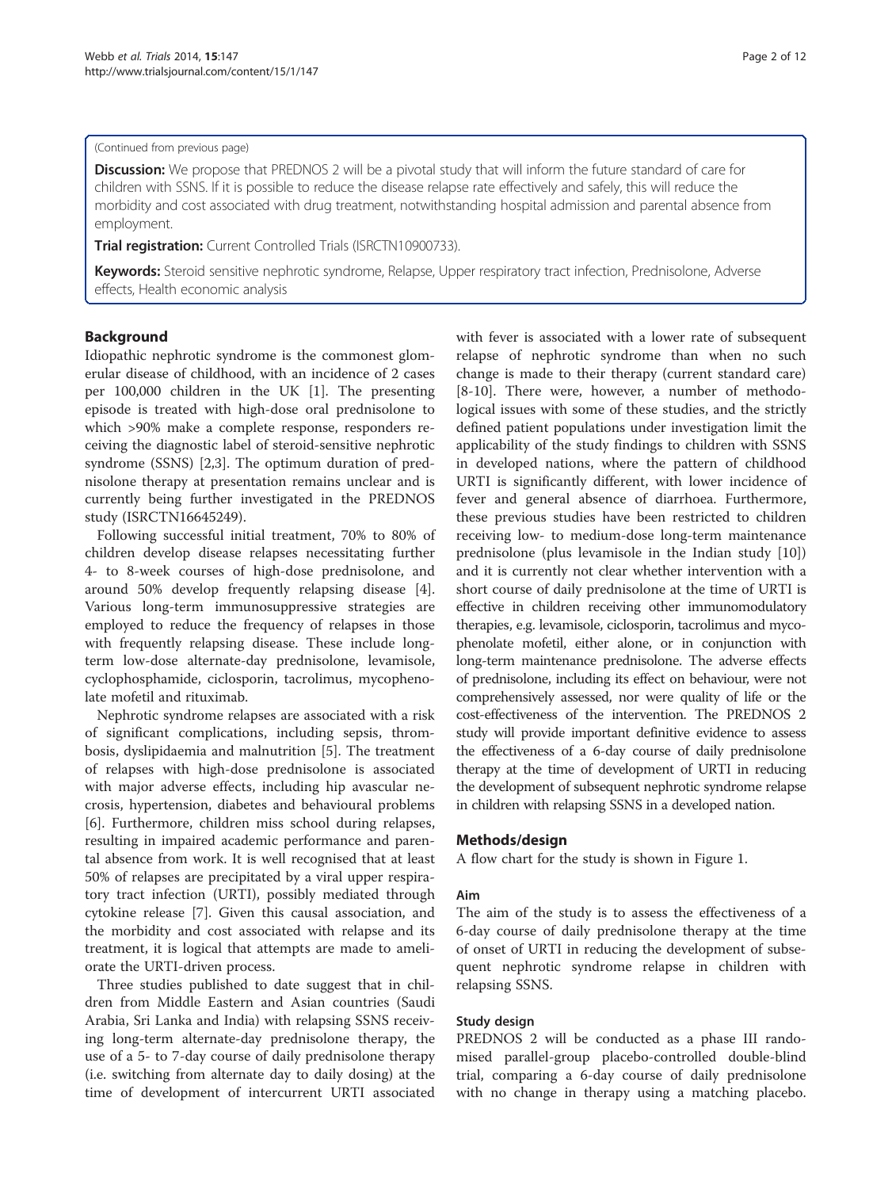(Continued from previous page)

**Discussion:** We propose that PREDNOS 2 will be a pivotal study that will inform the future standard of care for children with SSNS. If it is possible to reduce the disease relapse rate effectively and safely, this will reduce the morbidity and cost associated with drug treatment, notwithstanding hospital admission and parental absence from employment.

**Trial registration:** Current Controlled Trials (ISRCTN10900733).

**Keywords:** Steroid sensitive nephrotic syndrome, Relapse, Upper respiratory tract infection, Prednisolone, Adverse effects, Health economic analysis

## Background

Idiopathic nephrotic syndrome is the commonest glomerular disease of childhood, with an incidence of 2 cases per 100,000 children in the UK [1]. The presenting episode is treated with high-dose oral prednisolone to which >90% make a complete response, responders receiving the diagnostic label of steroid-sensitive nephrotic syndrome (SSNS) [2,3]. The optimum duration of prednisolone therapy at presentation remains unclear and is currently being further investigated in the PREDNOS study (ISRCTN16645249).

Following successful initial treatment, 70% to 80% of children develop disease relapses necessitating further 4- to 8-week courses of high-dose prednisolone, and around 50% develop frequently relapsing disease [4]. Various long-term immunosuppressive strategies are employed to reduce the frequency of relapses in those with frequently relapsing disease. These include long-term low-dose alternate-day prednisolone, levamisole, cyclophosphamide, ciclosporin, tacrolimus, mycophenolate mofetil and rituximab.

Nephrotic syndrome relapses are associated with a risk of significant complications, including sepsis, thrombosis, dyslipidaemia and malnutrition [5]. The treatment of relapses with high-dose prednisolone is associated with major adverse effects, including hip avascular necrosis, hypertension, diabetes and behavioural problems [6]. Furthermore, children miss school during relapses, resulting in impaired academic performance and parental absence from work. It is well recognised that at least 50% of relapses are precipitated by a viral upper respiratory tract infection (URTI), possibly mediated through cytokine release [7]. Given this causal association, and the morbidity and cost associated with relapse and its treatment, it is logical that attempts are made to ameliorate the URTI-driven process.

Three studies published to date suggest that in children from Middle Eastern and Asian countries (Saudi Arabia, Sri Lanka and India) with relapsing SSNS receiving long-term alternate-day prednisolone therapy, the use of a 5- to 7-day course of daily prednisolone therapy (i.e. switching from alternate day to daily dosing) at the time of development of intercurrent URTI associated with fever is associated with a lower rate of subsequent relapse of nephrotic syndrome than when no such change is made to their therapy (current standard care) [8-10]. There were, however, a number of methodological issues with some of these studies, and the strictly defined patient populations under investigation limit the applicability of the study findings to children with SSNS in developed nations, where the pattern of childhood URTI is significantly different, with lower incidence of fever and general absence of diarrhoea. Furthermore, these previous studies have been restricted to children receiving low- to medium-dose long-term maintenance prednisolone (plus levamisole in the Indian study [10]) and it is currently not clear whether intervention with a short course of daily prednisolone at the time of URTI is effective in children receiving other immunomodulatory therapies, e.g. levamisole, ciclosporin, tacrolimus and mycophenolate mofetil, either alone, or in conjunction with long-term maintenance prednisolone. The adverse effects of prednisolone, including its effect on behaviour, were not comprehensively assessed, nor were quality of life or the cost-effectiveness of the intervention. The PREDNOS 2 study will provide important definitive evidence to assess the effectiveness of a 6-day course of daily prednisolone therapy at the time of development of URTI in reducing the development of subsequent nephrotic syndrome relapse in children with relapsing SSNS in a developed nation.

## Methods/design

A flow chart for the study is shown in Figure 1.

### Aim

The aim of the study is to assess the effectiveness of a 6-day course of daily prednisolone therapy at the time of onset of URTI in reducing the development of subsequent nephrotic syndrome relapse in children with relapsing SSNS.

### Study design

PREDNOS 2 will be conducted as a phase III randomised parallel-group placebo-controlled double-blind trial, comparing a 6-day course of daily prednisolone with no change in therapy using a matching placebo.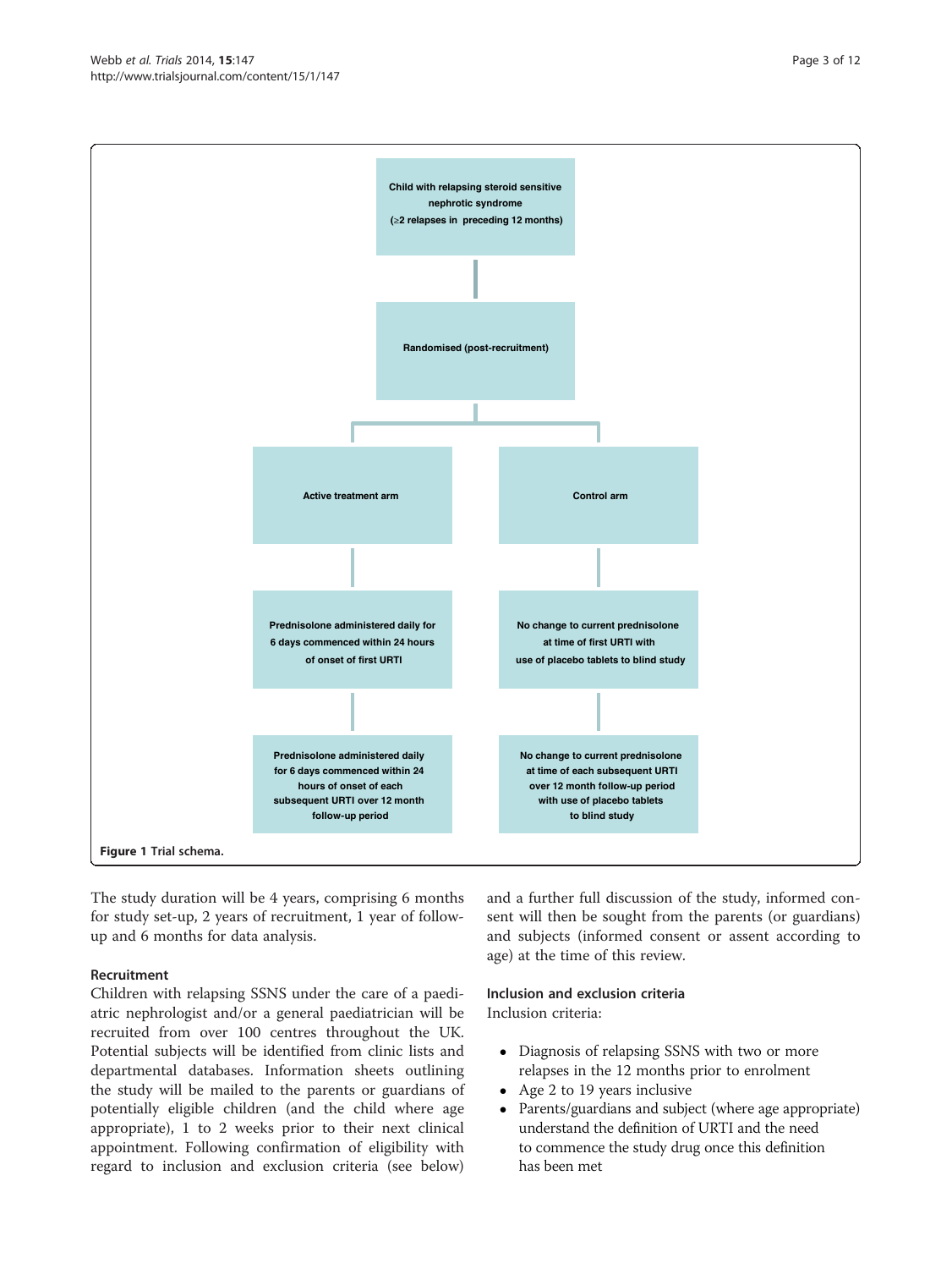Child with relapsing steroid sensitive nephrotic syndrome (≥2 relapses in preceding 12 months)

Randomised (post-recruitment)

Active treatment arm

Control arm

Prednisolone administered daily for 6 days commenced within 24 hours of onset of first URTI

No change to current prednisolone at time of first URTI with use of placebo tablets to blind study

Prednisolone administered daily for 6 days commenced within 24 hours of onset of each subsequent URTI over 12 month follow-up period

No change to current prednisolone at time of each subsequent URTI over 12 month follow-up period with use of placebo tablets to blind study

**Figure 1** Trial schema.

The study duration will be 4 years, comprising 6 months for study set-up, 2 years of recruitment, 1 year of follow-up and 6 months for data analysis.

### Recruitment

Children with relapsing SSNS under the care of a paediatric nephrologist and/or a general paediatrician will be recruited from over 100 centres throughout the UK. Potential subjects will be identified from clinic lists and departmental databases. Information sheets outlining the study will be mailed to the parents or guardians of potentially eligible children (and the child where age appropriate), 1 to 2 weeks prior to their next clinical appointment. Following confirmation of eligibility with regard to inclusion and exclusion criteria (see below) and a further full discussion of the study, informed consent will then be sought from the parents (or guardians) and subjects (informed consent or assent according to age) at the time of this review.

### Inclusion and exclusion criteria

Inclusion criteria:

- Diagnosis of relapsing SSNS with two or more relapses in the 12 months prior to enrolment
- Age 2 to 19 years inclusive
- Parents/guardians and subject (where age appropriate) understand the definition of URTI and the need to commence the study drug once this definition has been met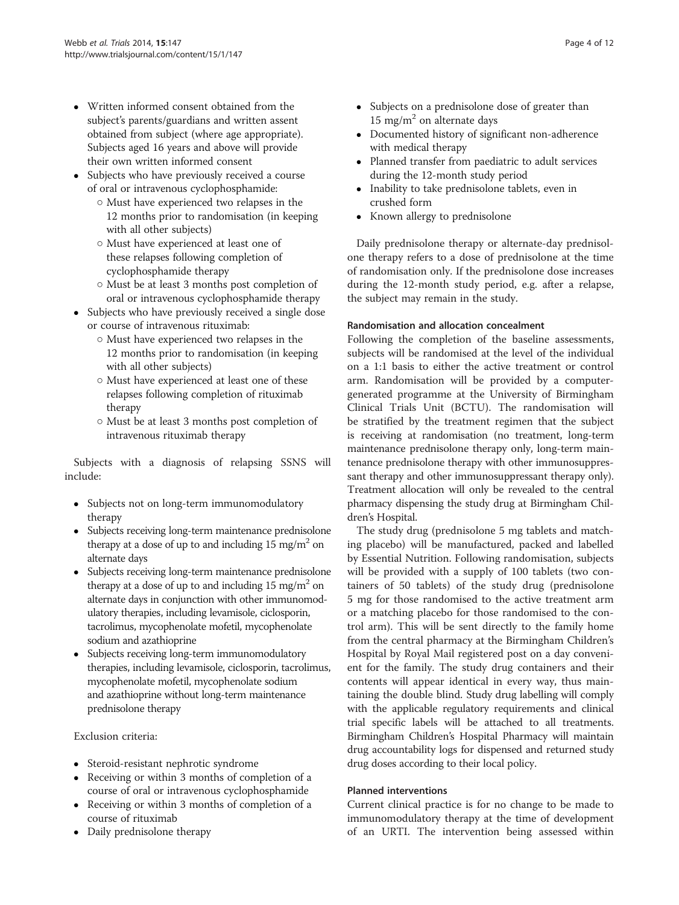- Written informed consent obtained from the subject's parents/guardians and written assent obtained from subject (where age appropriate). Subjects aged 16 years and above will provide their own written informed consent
- Subjects who have previously received a course of oral or intravenous cyclophosphamide:
  - Must have experienced two relapses in the 12 months prior to randomisation (in keeping with all other subjects)
  - Must have experienced at least one of these relapses following completion of cyclophosphamide therapy
  - Must be at least 3 months post completion of oral or intravenous cyclophosphamide therapy
- Subjects who have previously received a single dose or course of intravenous rituximab:
  - Must have experienced two relapses in the 12 months prior to randomisation (in keeping with all other subjects)
  - Must have experienced at least one of these relapses following completion of rituximab therapy
  - Must be at least 3 months post completion of intravenous rituximab therapy

Subjects with a diagnosis of relapsing SSNS will include:

- Subjects not on long-term immunomodulatory therapy
- Subjects receiving long-term maintenance prednisolone therapy at a dose of up to and including 15 mg/m$^2$ on alternate days
- Subjects receiving long-term maintenance prednisolone therapy at a dose of up to and including 15 mg/m$^2$ on alternate days in conjunction with other immunomodulatory therapies, including levamisole, ciclosporin, tacrolimus, mycophenolate mofetil, mycophenolate sodium and azathioprine
- Subjects receiving long-term immunomodulatory therapies, including levamisole, ciclosporin, tacrolimus, mycophenolate mofetil, mycophenolate sodium and azathioprine without long-term maintenance prednisolone therapy

Exclusion criteria:

- Steroid-resistant nephrotic syndrome
- Receiving or within 3 months of completion of a course of oral or intravenous cyclophosphamide
- Receiving or within 3 months of completion of a course of rituximab
- Daily prednisolone therapy
- Subjects on a prednisolone dose of greater than 15 mg/m$^2$ on alternate days
- Documented history of significant non-adherence with medical therapy
- Planned transfer from paediatric to adult services during the 12-month study period
- Inability to take prednisolone tablets, even in crushed form
- Known allergy to prednisolone

Daily prednisolone therapy or alternate-day prednisolone therapy refers to a dose of prednisolone at the time of randomisation only. If the prednisolone dose increases during the 12-month study period, e.g. after a relapse, the subject may remain in the study.

#### Randomisation and allocation concealment

Following the completion of the baseline assessments, subjects will be randomised at the level of the individual on a 1:1 basis to either the active treatment or control arm. Randomisation will be provided by a computer-generated programme at the University of Birmingham Clinical Trials Unit (BCTU). The randomisation will be stratified by the treatment regimen that the subject is receiving at randomisation (no treatment, long-term maintenance prednisolone therapy only, long-term maintenance prednisolone therapy with other immunosuppressant therapy and other immunosuppressant therapy only). Treatment allocation will only be revealed to the central pharmacy dispensing the study drug at Birmingham Children's Hospital.

The study drug (prednisolone 5 mg tablets and matching placebo) will be manufactured, packed and labelled by Essential Nutrition. Following randomisation, subjects will be provided with a supply of 100 tablets (two containers of 50 tablets) of the study drug (prednisolone 5 mg for those randomised to the active treatment arm or a matching placebo for those randomised to the control arm). This will be sent directly to the family home from the central pharmacy at the Birmingham Children's Hospital by Royal Mail registered post on a day convenient for the family. The study drug containers and their contents will appear identical in every way, thus maintaining the double blind. Study drug labelling will comply with the applicable regulatory requirements and clinical trial specific labels will be attached to all treatments. Birmingham Children's Hospital Pharmacy will maintain drug accountability logs for dispensed and returned study drug doses according to their local policy.

#### Planned interventions

Current clinical practice is for no change to be made to immunomodulatory therapy at the time of development of an URTI. The intervention being assessed within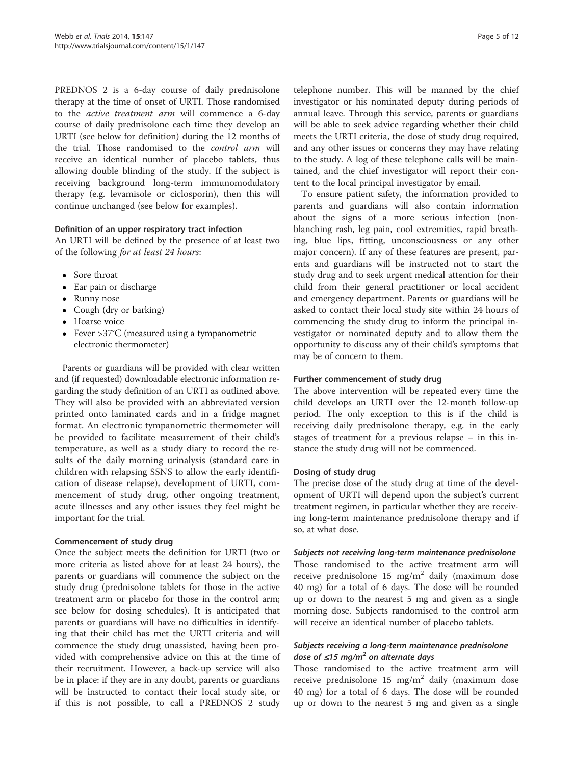PREDNOS 2 is a 6-day course of daily prednisolone therapy at the time of onset of URTI. Those randomised to the *active treatment arm* will commence a 6-day course of daily prednisolone each time they develop an URTI (see below for definition) during the 12 months of the trial. Those randomised to the *control arm* will receive an identical number of placebo tablets, thus allowing double blinding of the study. If the subject is receiving background long-term immunomodulatory therapy (e.g. levamisole or ciclosporin), then this will continue unchanged (see below for examples).

#### Definition of an upper respiratory tract infection

An URTI will be defined by the presence of at least two of the following *for at least 24 hours*:

- Sore throat
- Ear pain or discharge
- Runny nose
- Cough (dry or barking)
- Hoarse voice
- Fever >37°C (measured using a tympanometric electronic thermometer)

Parents or guardians will be provided with clear written and (if requested) downloadable electronic information regarding the study definition of an URTI as outlined above. They will also be provided with an abbreviated version printed onto laminated cards and in a fridge magnet format. An electronic tympanometric thermometer will be provided to facilitate measurement of their child's temperature, as well as a study diary to record the results of the daily morning urinalysis (standard care in children with relapsing SSNS to allow the early identification of disease relapse), development of URTI, commencement of study drug, other ongoing treatment, acute illnesses and any other issues they feel might be important for the trial.

#### Commencement of study drug

Once the subject meets the definition for URTI (two or more criteria as listed above for at least 24 hours), the parents or guardians will commence the subject on the study drug (prednisolone tablets for those in the active treatment arm or placebo for those in the control arm; see below for dosing schedules). It is anticipated that parents or guardians will have no difficulties in identifying that their child has met the URTI criteria and will commence the study drug unassisted, having been provided with comprehensive advice on this at the time of their recruitment. However, a back-up service will also be in place: if they are in any doubt, parents or guardians will be instructed to contact their local study site, or if this is not possible, to call a PREDNOS 2 study telephone number. This will be manned by the chief investigator or his nominated deputy during periods of annual leave. Through this service, parents or guardians will be able to seek advice regarding whether their child meets the URTI criteria, the dose of study drug required, and any other issues or concerns they may have relating to the study. A log of these telephone calls will be maintained, and the chief investigator will report their content to the local principal investigator by email.

To ensure patient safety, the information provided to parents and guardians will also contain information about the signs of a more serious infection (non-blanching rash, leg pain, cool extremities, rapid breathing, blue lips, fitting, unconsciousness or any other major concern). If any of these features are present, parents and guardians will be instructed not to start the study drug and to seek urgent medical attention for their child from their general practitioner or local accident and emergency department. Parents or guardians will be asked to contact their local study site within 24 hours of commencing the study drug to inform the principal investigator or nominated deputy and to allow them the opportunity to discuss any of their child's symptoms that may be of concern to them.

#### Further commencement of study drug

The above intervention will be repeated every time the child develops an URTI over the 12-month follow-up period. The only exception to this is if the child is receiving daily prednisolone therapy, e.g. in the early stages of treatment for a previous relapse – in this instance the study drug will not be commenced.

#### Dosing of study drug

The precise dose of the study drug at time of the development of URTI will depend upon the subject's current treatment regimen, in particular whether they are receiving long-term maintenance prednisolone therapy and if so, at what dose.

##### *Subjects not receiving long-term maintenance prednisolone*

Those randomised to the active treatment arm will receive prednisolone 15 mg/$m^2$ daily (maximum dose 40 mg) for a total of 6 days. The dose will be rounded up or down to the nearest 5 mg and given as a single morning dose. Subjects randomised to the control arm will receive an identical number of placebo tablets.

##### *Subjects receiving a long-term maintenance prednisolone dose of ≤15 mg/$m^2$ on alternate days*

Those randomised to the active treatment arm will receive prednisolone 15 mg/$m^2$ daily (maximum dose 40 mg) for a total of 6 days. The dose will be rounded up or down to the nearest 5 mg and given as a single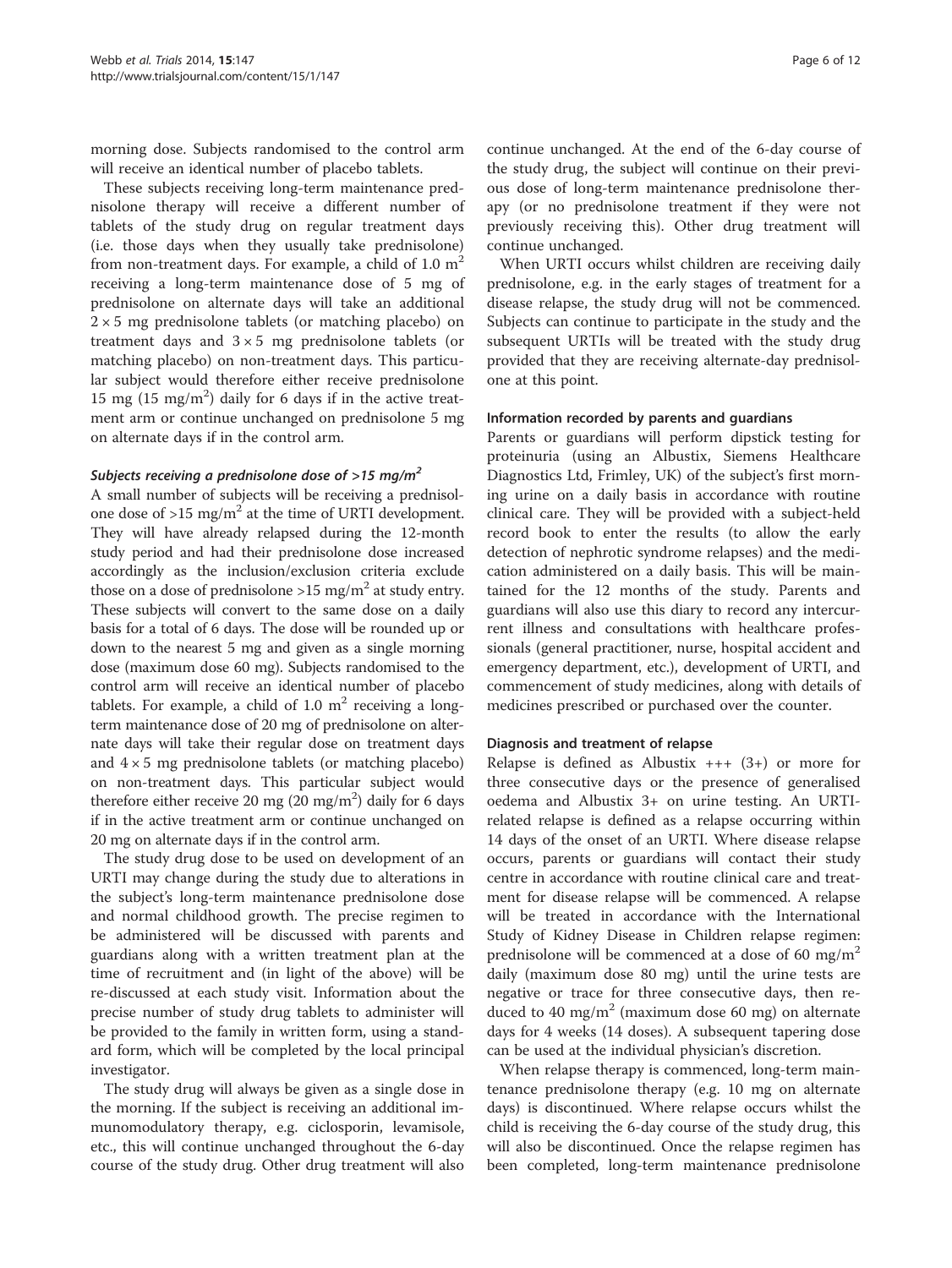morning dose. Subjects randomised to the control arm will receive an identical number of placebo tablets.

These subjects receiving long-term maintenance prednisolone therapy will receive a different number of tablets of the study drug on regular treatment days (i.e. those days when they usually take prednisolone) from non-treatment days. For example, a child of 1.0 $m^2$ receiving a long-term maintenance dose of 5 mg of prednisolone on alternate days will take an additional $2 \times 5$ mg prednisolone tablets (or matching placebo) on treatment days and $3 \times 5$ mg prednisolone tablets (or matching placebo) on non-treatment days. This particular subject would therefore either receive prednisolone 15 mg (15 mg/$m^2$) daily for 6 days if in the active treatment arm or continue unchanged on prednisolone 5 mg on alternate days if in the control arm.

### *Subjects receiving a prednisolone dose of >15 mg/$m^2$*

A small number of subjects will be receiving a prednisolone dose of >15 mg/$m^2$ at the time of URTI development. They will have already relapsed during the 12-month study period and had their prednisolone dose increased accordingly as the inclusion/exclusion criteria exclude those on a dose of prednisolone >15 mg/$m^2$ at study entry. These subjects will convert to the same dose on a daily basis for a total of 6 days. The dose will be rounded up or down to the nearest 5 mg and given as a single morning dose (maximum dose 60 mg). Subjects randomised to the control arm will receive an identical number of placebo tablets. For example, a child of 1.0 $m^2$ receiving a long-term maintenance dose of 20 mg of prednisolone on alternate days will take their regular dose on treatment days and $4 \times 5$ mg prednisolone tablets (or matching placebo) on non-treatment days. This particular subject would therefore either receive 20 mg (20 mg/$m^2$) daily for 6 days if in the active treatment arm or continue unchanged on 20 mg on alternate days if in the control arm.

The study drug dose to be used on development of an URTI may change during the study due to alterations in the subject's long-term maintenance prednisolone dose and normal childhood growth. The precise regimen to be administered will be discussed with parents and guardians along with a written treatment plan at the time of recruitment and (in light of the above) will be re-discussed at each study visit. Information about the precise number of study drug tablets to administer will be provided to the family in written form, using a standard form, which will be completed by the local principal investigator.

The study drug will always be given as a single dose in the morning. If the subject is receiving an additional immunomodulatory therapy, e.g. ciclosporin, levamisole, etc., this will continue unchanged throughout the 6-day course of the study drug. Other drug treatment will also continue unchanged. At the end of the 6-day course of the study drug, the subject will continue on their previous dose of long-term maintenance prednisolone therapy (or no prednisolone treatment if they were not previously receiving this). Other drug treatment will continue unchanged.

When URTI occurs whilst children are receiving daily prednisolone, e.g. in the early stages of treatment for a disease relapse, the study drug will not be commenced. Subjects can continue to participate in the study and the subsequent URTIs will be treated with the study drug provided that they are receiving alternate-day prednisolone at this point.

### Information recorded by parents and guardians

Parents or guardians will perform dipstick testing for proteinuria (using an Albustix, Siemens Healthcare Diagnostics Ltd, Frimley, UK) of the subject's first morning urine on a daily basis in accordance with routine clinical care. They will be provided with a subject-held record book to enter the results (to allow the early detection of nephrotic syndrome relapses) and the medication administered on a daily basis. This will be maintained for the 12 months of the study. Parents and guardians will also use this diary to record any intercurrent illness and consultations with healthcare professionals (general practitioner, nurse, hospital accident and emergency department, etc.), development of URTI, and commencement of study medicines, along with details of medicines prescribed or purchased over the counter.

### Diagnosis and treatment of relapse

Relapse is defined as Albustix +++ (3+) or more for three consecutive days or the presence of generalised oedema and Albustix 3+ on urine testing. An URTI-related relapse is defined as a relapse occurring within 14 days of the onset of an URTI. Where disease relapse occurs, parents or guardians will contact their study centre in accordance with routine clinical care and treatment for disease relapse will be commenced. A relapse will be treated in accordance with the International Study of Kidney Disease in Children relapse regimen: prednisolone will be commenced at a dose of 60 mg/$m^2$ daily (maximum dose 80 mg) until the urine tests are negative or trace for three consecutive days, then reduced to 40 mg/$m^2$ (maximum dose 60 mg) on alternate days for 4 weeks (14 doses). A subsequent tapering dose can be used at the individual physician's discretion.

When relapse therapy is commenced, long-term maintenance prednisolone therapy (e.g. 10 mg on alternate days) is discontinued. Where relapse occurs whilst the child is receiving the 6-day course of the study drug, this will also be discontinued. Once the relapse regimen has been completed, long-term maintenance prednisolone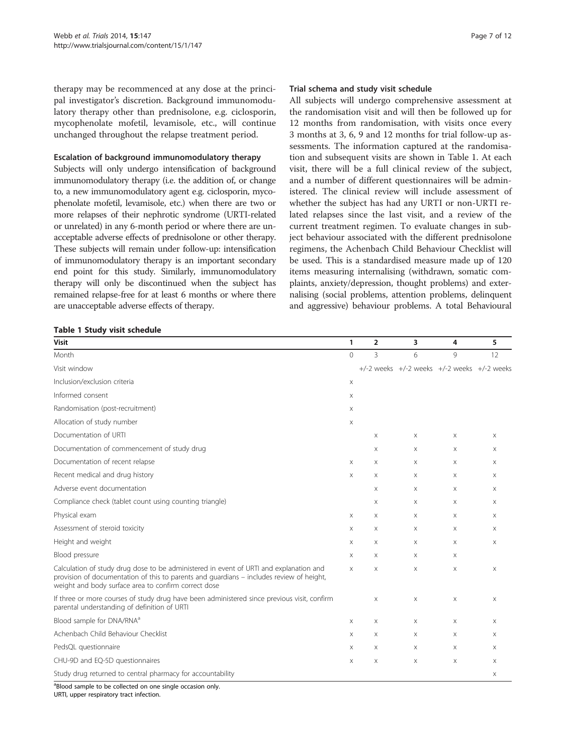therapy may be recommenced at any dose at the principal investigator's discretion. Background immunomodulatory therapy other than prednisolone, e.g. ciclosporin, mycophenolate mofetil, levamisole, etc., will continue unchanged throughout the relapse treatment period.

#### Escalation of background immunomodulatory therapy

Subjects will only undergo intensification of background immunomodulatory therapy (i.e. the addition of, or change to, a new immunomodulatory agent e.g. ciclosporin, mycophenolate mofetil, levamisole, etc.) when there are two or more relapses of their nephrotic syndrome (URTI-related or unrelated) in any 6-month period or where there are unacceptable adverse effects of prednisolone or other therapy. These subjects will remain under follow-up: intensification of immunomodulatory therapy is an important secondary end point for this study. Similarly, immunomodulatory therapy will only be discontinued when the subject has remained relapse-free for at least 6 months or where there are unacceptable adverse effects of therapy.

#### Trial schema and study visit schedule

All subjects will undergo comprehensive assessment at the randomisation visit and will then be followed up for 12 months from randomisation, with visits once every 3 months at 3, 6, 9 and 12 months for trial follow-up assessments. The information captured at the randomisation and subsequent visits are shown in Table 1. At each visit, there will be a full clinical review of the subject, and a number of different questionnaires will be administered. The clinical review will include assessment of whether the subject has had any URTI or non-URTI related relapses since the last visit, and a review of the current treatment regimen. To evaluate changes in subject behaviour associated with the different prednisolone regimens, the Achenbach Child Behaviour Checklist will be used. This is a standardised measure made up of 120 items measuring internalising (withdrawn, somatic complaints, anxiety/depression, thought problems) and externalising (social problems, attention problems, delinquent and aggressive) behaviour problems. A total Behavioural

**Table 1 Study visit schedule**

| Visit | 1 | 2 | 3 | 4 | 5 |
|---|---|---|---|---|---|
| Month | 0 | 3 | 6 | 9 | 12 |
| Visit window | | +/-2 weeks | +/-2 weeks | +/-2 weeks | +/-2 weeks |
| Inclusion/exclusion criteria | X | | | | |
| Informed consent | X | | | | |
| Randomisation (post-recruitment) | X | | | | |
| Allocation of study number | X | | | | |
| Documentation of URTI | | X | X | X | X |
| Documentation of commencement of study drug | | X | X | X | X |
| Documentation of recent relapse | X | X | X | X | X |
| Recent medical and drug history | X | X | X | X | X |
| Adverse event documentation | | X | X | X | X |
| Compliance check (tablet count using counting triangle) | | X | X | X | X |
| Physical exam | X | X | X | X | X |
| Assessment of steroid toxicity | X | X | X | X | X |
| Height and weight | X | X | X | X | X |
| Blood pressure | X | X | X | X | |
| Calculation of study drug dose to be administered in event of URTI and explanation and provision of documentation of this to parents and guardians – includes review of height, weight and body surface area to confirm correct dose | X | X | X | X | X |
| If three or more courses of study drug have been administered since previous visit, confirm parental understanding of definition of URTI | | X | X | X | X |
| Blood sample for DNA/RNA[a] | X | X | X | X | X |
| Achenbach Child Behaviour Checklist | X | X | X | X | X |
| PedsQL questionnaire | X | X | X | X | X |
| CHU-9D and EQ-5D questionnaires | X | X | X | X | X |
| Study drug returned to central pharmacy for accountability | | | | | X |

[a]Blood sample to be collected on one single occasion only.
URTI, upper respiratory tract infection.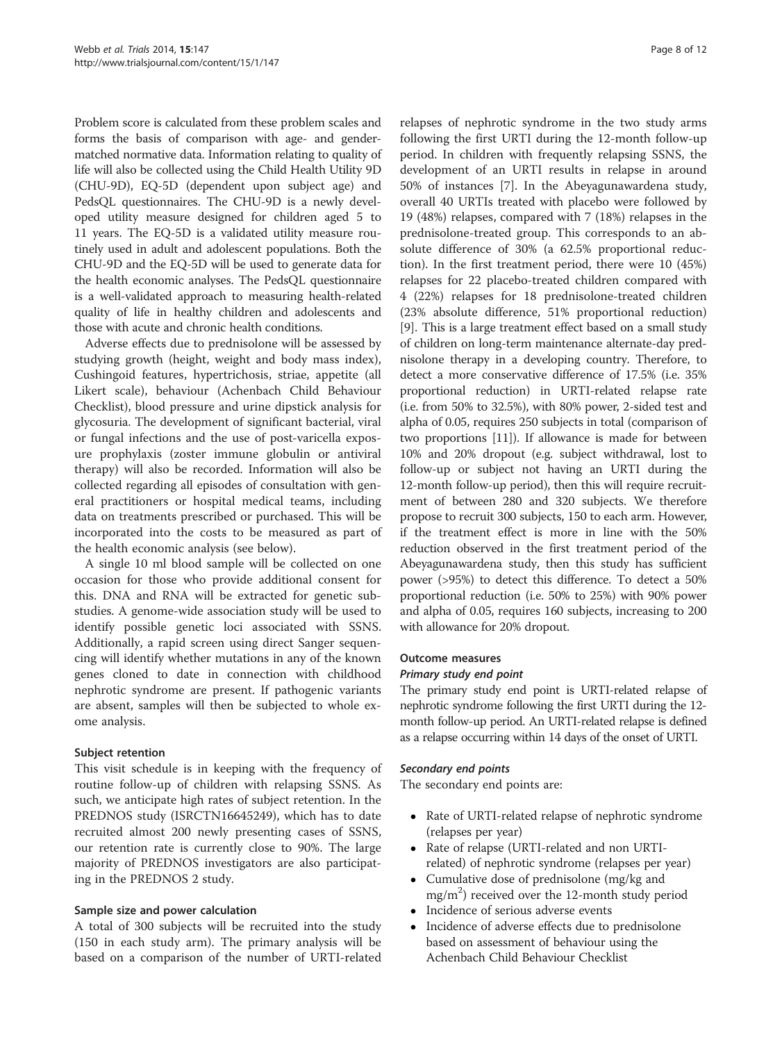Problem score is calculated from these problem scales and forms the basis of comparison with age- and gender-matched normative data. Information relating to quality of life will also be collected using the Child Health Utility 9D (CHU-9D), EQ-5D (dependent upon subject age) and PedsQL questionnaires. The CHU-9D is a newly developed utility measure designed for children aged 5 to 11 years. The EQ-5D is a validated utility measure routinely used in adult and adolescent populations. Both the CHU-9D and the EQ-5D will be used to generate data for the health economic analyses. The PedsQL questionnaire is a well-validated approach to measuring health-related quality of life in healthy children and adolescents and those with acute and chronic health conditions.

Adverse effects due to prednisolone will be assessed by studying growth (height, weight and body mass index), Cushingoid features, hypertrichosis, striae, appetite (all Likert scale), behaviour (Achenbach Child Behaviour Checklist), blood pressure and urine dipstick analysis for glycosuria. The development of significant bacterial, viral or fungal infections and the use of post-varicella exposure prophylaxis (zoster immune globulin or antiviral therapy) will also be recorded. Information will also be collected regarding all episodes of consultation with general practitioners or hospital medical teams, including data on treatments prescribed or purchased. This will be incorporated into the costs to be measured as part of the health economic analysis (see below).

A single 10 ml blood sample will be collected on one occasion for those who provide additional consent for this. DNA and RNA will be extracted for genetic sub-studies. A genome-wide association study will be used to identify possible genetic loci associated with SSNS. Additionally, a rapid screen using direct Sanger sequencing will identify whether mutations in any of the known genes cloned to date in connection with childhood nephrotic syndrome are present. If pathogenic variants are absent, samples will then be subjected to whole exome analysis.

### Subject retention

This visit schedule is in keeping with the frequency of routine follow-up of children with relapsing SSNS. As such, we anticipate high rates of subject retention. In the PREDNOS study (ISRCTN16645249), which has to date recruited almost 200 newly presenting cases of SSNS, our retention rate is currently close to 90%. The large majority of PREDNOS investigators are also participating in the PREDNOS 2 study.

### Sample size and power calculation

A total of 300 subjects will be recruited into the study (150 in each study arm). The primary analysis will be based on a comparison of the number of URTI-related relapses of nephrotic syndrome in the two study arms following the first URTI during the 12-month follow-up period. In children with frequently relapsing SSNS, the development of an URTI results in relapse in around 50% of instances [7]. In the Abeyagunawardena study, overall 40 URTIs treated with placebo were followed by 19 (48%) relapses, compared with 7 (18%) relapses in the prednisolone-treated group. This corresponds to an absolute difference of 30% (a 62.5% proportional reduction). In the first treatment period, there were 10 (45%) relapses for 22 placebo-treated children compared with 4 (22%) relapses for 18 prednisolone-treated children (23% absolute difference, 51% proportional reduction) [9]. This is a large treatment effect based on a small study of children on long-term maintenance alternate-day prednisolone therapy in a developing country. Therefore, to detect a more conservative difference of 17.5% (i.e. 35% proportional reduction) in URTI-related relapse rate (i.e. from 50% to 32.5%), with 80% power, 2-sided test and alpha of 0.05, requires 250 subjects in total (comparison of two proportions [11]). If allowance is made for between 10% and 20% dropout (e.g. subject withdrawal, lost to follow-up or subject not having an URTI during the 12-month follow-up period), then this will require recruitment of between 280 and 320 subjects. We therefore propose to recruit 300 subjects, 150 to each arm. However, if the treatment effect is more in line with the 50% reduction observed in the first treatment period of the Abeyagunawardena study, then this study has sufficient power (>95%) to detect this difference. To detect a 50% proportional reduction (i.e. 50% to 25%) with 90% power and alpha of 0.05, requires 160 subjects, increasing to 200 with allowance for 20% dropout.

### Outcome measures

#### *Primary study end point*

The primary study end point is URTI-related relapse of nephrotic syndrome following the first URTI during the 12-month follow-up period. An URTI-related relapse is defined as a relapse occurring within 14 days of the onset of URTI.

#### *Secondary end points*

The secondary end points are:

- Rate of URTI-related relapse of nephrotic syndrome (relapses per year)
- Rate of relapse (URTI-related and non URTI-related) of nephrotic syndrome (relapses per year)
- Cumulative dose of prednisolone (mg/kg and mg/m$^2$) received over the 12-month study period
- Incidence of serious adverse events
- Incidence of adverse effects due to prednisolone based on assessment of behaviour using the Achenbach Child Behaviour Checklist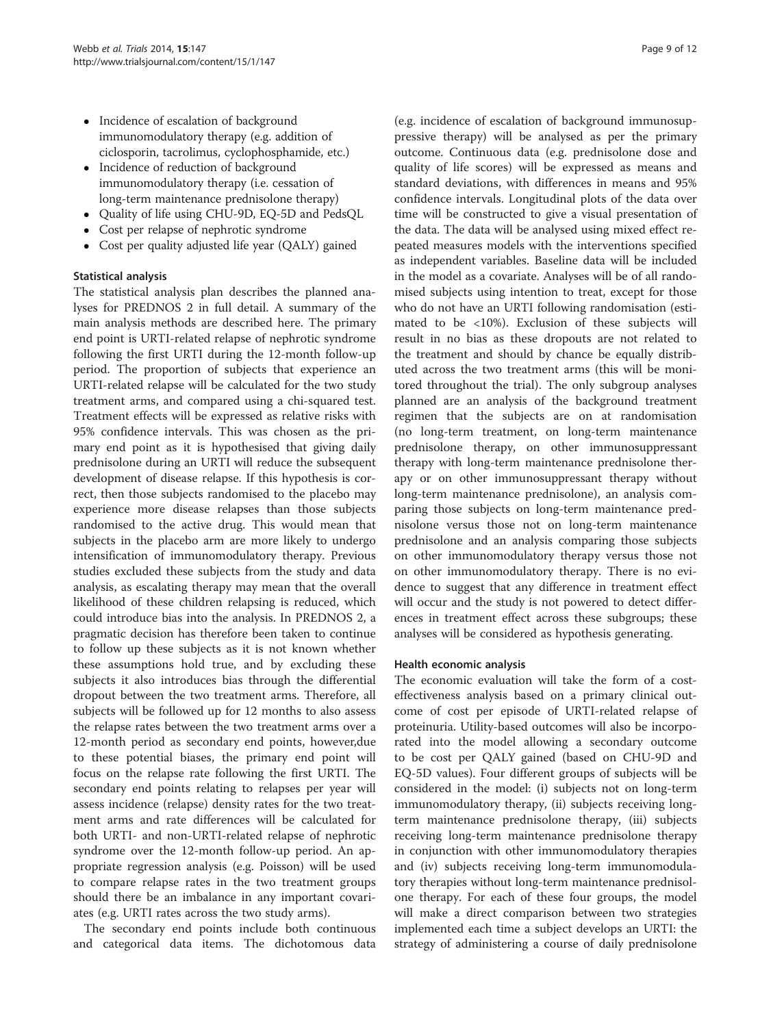- Incidence of escalation of background immunomodulatory therapy (e.g. addition of ciclosporin, tacrolimus, cyclophosphamide, etc.)
- Incidence of reduction of background immunomodulatory therapy (i.e. cessation of long-term maintenance prednisolone therapy)
- Quality of life using CHU-9D, EQ-5D and PedsQL
- Cost per relapse of nephrotic syndrome
- Cost per quality adjusted life year (QALY) gained

### Statistical analysis

The statistical analysis plan describes the planned analyses for PREDNOS 2 in full detail. A summary of the main analysis methods are described here. The primary end point is URTI-related relapse of nephrotic syndrome following the first URTI during the 12-month follow-up period. The proportion of subjects that experience an URTI-related relapse will be calculated for the two study treatment arms, and compared using a chi-squared test. Treatment effects will be expressed as relative risks with 95% confidence intervals. This was chosen as the primary end point as it is hypothesised that giving daily prednisolone during an URTI will reduce the subsequent development of disease relapse. If this hypothesis is correct, then those subjects randomised to the placebo may experience more disease relapses than those subjects randomised to the active drug. This would mean that subjects in the placebo arm are more likely to undergo intensification of immunomodulatory therapy. Previous studies excluded these subjects from the study and data analysis, as escalating therapy may mean that the overall likelihood of these children relapsing is reduced, which could introduce bias into the analysis. In PREDNOS 2, a pragmatic decision has therefore been taken to continue to follow up these subjects as it is not known whether these assumptions hold true, and by excluding these subjects it also introduces bias through the differential dropout between the two treatment arms. Therefore, all subjects will be followed up for 12 months to also assess the relapse rates between the two treatment arms over a 12-month period as secondary end points, however,due to these potential biases, the primary end point will focus on the relapse rate following the first URTI. The secondary end points relating to relapses per year will assess incidence (relapse) density rates for the two treatment arms and rate differences will be calculated for both URTI- and non-URTI-related relapse of nephrotic syndrome over the 12-month follow-up period. An appropriate regression analysis (e.g. Poisson) will be used to compare relapse rates in the two treatment groups should there be an imbalance in any important covariates (e.g. URTI rates across the two study arms).

The secondary end points include both continuous and categorical data items. The dichotomous data (e.g. incidence of escalation of background immunosuppressive therapy) will be analysed as per the primary outcome. Continuous data (e.g. prednisolone dose and quality of life scores) will be expressed as means and standard deviations, with differences in means and 95% confidence intervals. Longitudinal plots of the data over time will be constructed to give a visual presentation of the data. The data will be analysed using mixed effect repeated measures models with the interventions specified as independent variables. Baseline data will be included in the model as a covariate. Analyses will be of all randomised subjects using intention to treat, except for those who do not have an URTI following randomisation (estimated to be <10%). Exclusion of these subjects will result in no bias as these dropouts are not related to the treatment and should by chance be equally distributed across the two treatment arms (this will be monitored throughout the trial). The only subgroup analyses planned are an analysis of the background treatment regimen that the subjects are on at randomisation (no long-term treatment, on long-term maintenance prednisolone therapy, on other immunosuppressant therapy with long-term maintenance prednisolone therapy or on other immunosuppressant therapy without long-term maintenance prednisolone), an analysis comparing those subjects on long-term maintenance prednisolone versus those not on long-term maintenance prednisolone and an analysis comparing those subjects on other immunomodulatory therapy versus those not on other immunomodulatory therapy. There is no evidence to suggest that any difference in treatment effect will occur and the study is not powered to detect differences in treatment effect across these subgroups; these analyses will be considered as hypothesis generating.

### Health economic analysis

The economic evaluation will take the form of a cost-effectiveness analysis based on a primary clinical outcome of cost per episode of URTI-related relapse of proteinuria. Utility-based outcomes will also be incorporated into the model allowing a secondary outcome to be cost per QALY gained (based on CHU-9D and EQ-5D values). Four different groups of subjects will be considered in the model: (i) subjects not on long-term immunomodulatory therapy, (ii) subjects receiving long-term maintenance prednisolone therapy, (iii) subjects receiving long-term maintenance prednisolone therapy in conjunction with other immunomodulatory therapies and (iv) subjects receiving long-term immunomodulatory therapies without long-term maintenance prednisolone therapy. For each of these four groups, the model will make a direct comparison between two strategies implemented each time a subject develops an URTI: the strategy of administering a course of daily prednisolone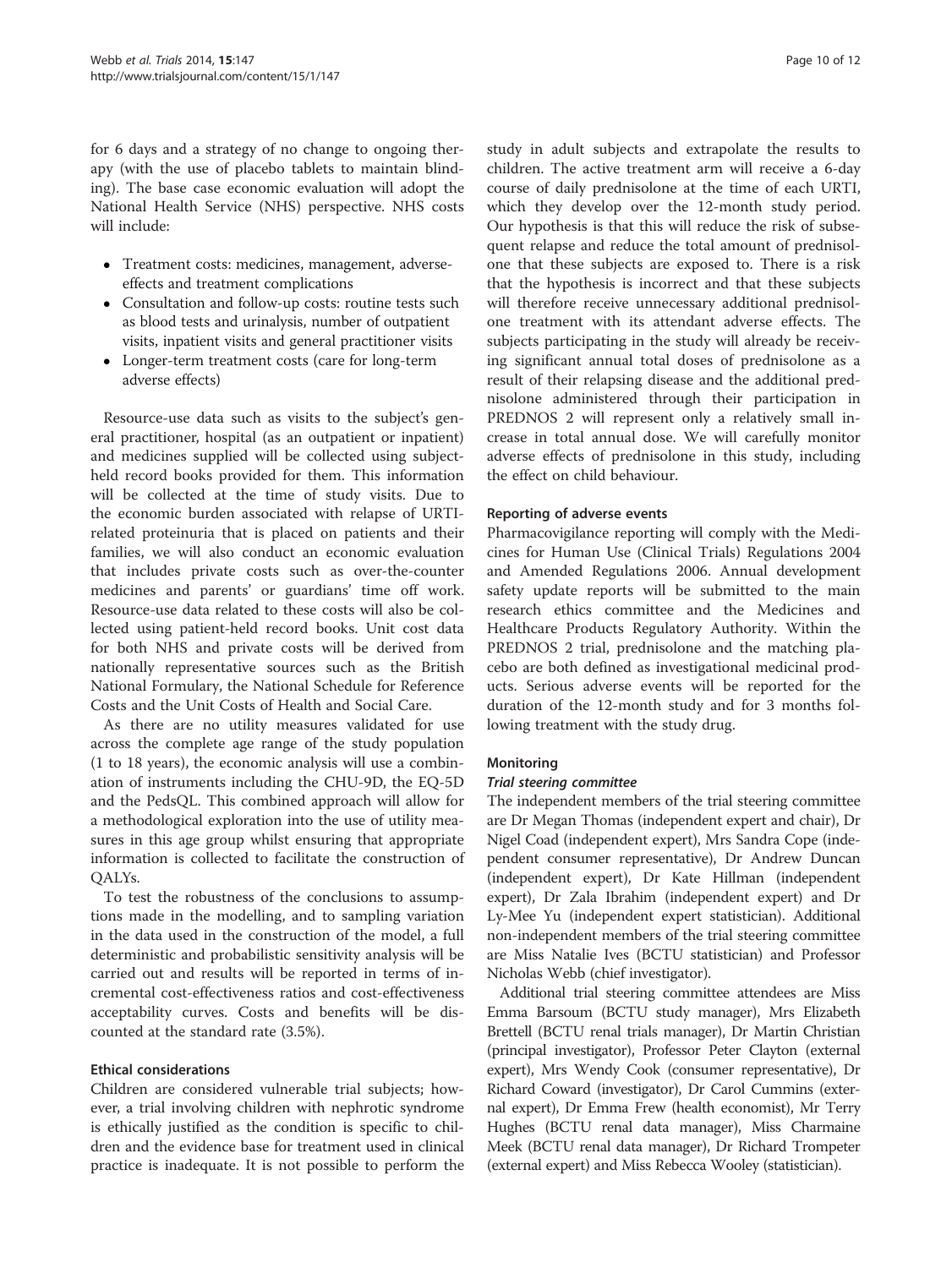for 6 days and a strategy of no change to ongoing therapy (with the use of placebo tablets to maintain blinding). The base case economic evaluation will adopt the National Health Service (NHS) perspective. NHS costs will include:

- Treatment costs: medicines, management, adverse-effects and treatment complications
- Consultation and follow-up costs: routine tests such as blood tests and urinalysis, number of outpatient visits, inpatient visits and general practitioner visits
- Longer-term treatment costs (care for long-term adverse effects)

Resource-use data such as visits to the subject's general practitioner, hospital (as an outpatient or inpatient) and medicines supplied will be collected using subject-held record books provided for them. This information will be collected at the time of study visits. Due to the economic burden associated with relapse of URTI-related proteinuria that is placed on patients and their families, we will also conduct an economic evaluation that includes private costs such as over-the-counter medicines and parents' or guardians' time off work. Resource-use data related to these costs will also be collected using patient-held record books. Unit cost data for both NHS and private costs will be derived from nationally representative sources such as the British National Formulary, the National Schedule for Reference Costs and the Unit Costs of Health and Social Care.

As there are no utility measures validated for use across the complete age range of the study population (1 to 18 years), the economic analysis will use a combination of instruments including the CHU-9D, the EQ-5D and the PedsQL. This combined approach will allow for a methodological exploration into the use of utility measures in this age group whilst ensuring that appropriate information is collected to facilitate the construction of QALYs.

To test the robustness of the conclusions to assumptions made in the modelling, and to sampling variation in the data used in the construction of the model, a full deterministic and probabilistic sensitivity analysis will be carried out and results will be reported in terms of incremental cost-effectiveness ratios and cost-effectiveness acceptability curves. Costs and benefits will be discounted at the standard rate (3.5%).

### Ethical considerations

Children are considered vulnerable trial subjects; however, a trial involving children with nephrotic syndrome is ethically justified as the condition is specific to children and the evidence base for treatment used in clinical practice is inadequate. It is not possible to perform the study in adult subjects and extrapolate the results to children. The active treatment arm will receive a 6-day course of daily prednisolone at the time of each URTI, which they develop over the 12-month study period. Our hypothesis is that this will reduce the risk of subsequent relapse and reduce the total amount of prednisolone that these subjects are exposed to. There is a risk that the hypothesis is incorrect and that these subjects will therefore receive unnecessary additional prednisolone treatment with its attendant adverse effects. The subjects participating in the study will already be receiving significant annual total doses of prednisolone as a result of their relapsing disease and the additional prednisolone administered through their participation in PREDNOS 2 will represent only a relatively small increase in total annual dose. We will carefully monitor adverse effects of prednisolone in this study, including the effect on child behaviour.

### Reporting of adverse events

Pharmacovigilance reporting will comply with the Medicines for Human Use (Clinical Trials) Regulations 2004 and Amended Regulations 2006. Annual development safety update reports will be submitted to the main research ethics committee and the Medicines and Healthcare Products Regulatory Authority. Within the PREDNOS 2 trial, prednisolone and the matching placebo are both defined as investigational medicinal products. Serious adverse events will be reported for the duration of the 12-month study and for 3 months following treatment with the study drug.

### Monitoring

#### *Trial steering committee*

The independent members of the trial steering committee are Dr Megan Thomas (independent expert and chair), Dr Nigel Coad (independent expert), Mrs Sandra Cope (independent consumer representative), Dr Andrew Duncan (independent expert), Dr Kate Hillman (independent expert), Dr Zala Ibrahim (independent expert) and Dr Ly-Mee Yu (independent expert statistician). Additional non-independent members of the trial steering committee are Miss Natalie Ives (BCTU statistician) and Professor Nicholas Webb (chief investigator).

Additional trial steering committee attendees are Miss Emma Barsoum (BCTU study manager), Mrs Elizabeth Brettell (BCTU renal trials manager), Dr Martin Christian (principal investigator), Professor Peter Clayton (external expert), Mrs Wendy Cook (consumer representative), Dr Richard Coward (investigator), Dr Carol Cummins (external expert), Dr Emma Frew (health economist), Mr Terry Hughes (BCTU renal data manager), Miss Charmaine Meek (BCTU renal data manager), Dr Richard Trompeter (external expert) and Miss Rebecca Wooley (statistician).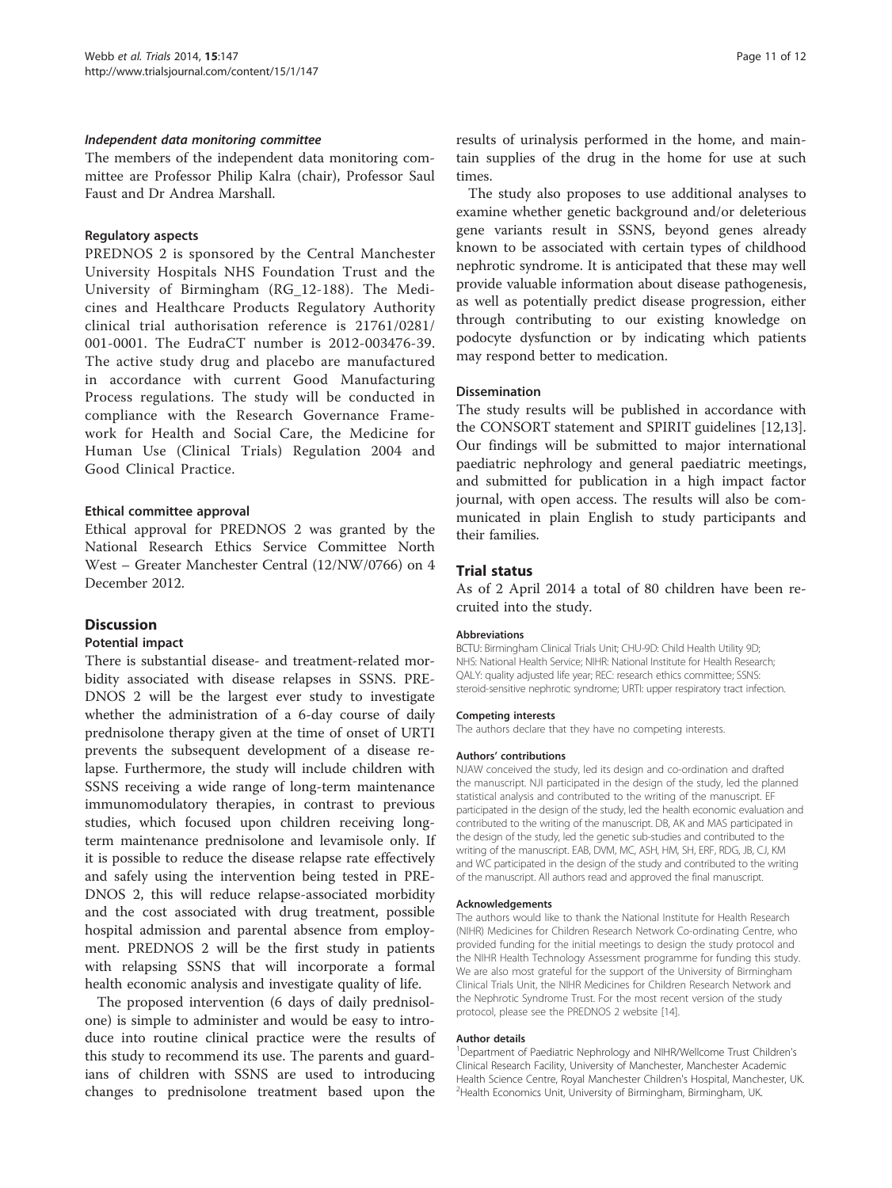#### *Independent data monitoring committee*

The members of the independent data monitoring committee are Professor Philip Kalra (chair), Professor Saul Faust and Dr Andrea Marshall.

#### Regulatory aspects

PREDNOS 2 is sponsored by the Central Manchester University Hospitals NHS Foundation Trust and the University of Birmingham (RG_12-188). The Medicines and Healthcare Products Regulatory Authority clinical trial authorisation reference is 21761/0281/001-0001. The EudraCT number is 2012-003476-39. The active study drug and placebo are manufactured in accordance with current Good Manufacturing Process regulations. The study will be conducted in compliance with the Research Governance Framework for Health and Social Care, the Medicine for Human Use (Clinical Trials) Regulation 2004 and Good Clinical Practice.

#### Ethical committee approval

Ethical approval for PREDNOS 2 was granted by the National Research Ethics Service Committee North West – Greater Manchester Central (12/NW/0766) on 4 December 2012.

## Discussion

### Potential impact

There is substantial disease- and treatment-related morbidity associated with disease relapses in SSNS. PREDNOS 2 will be the largest ever study to investigate whether the administration of a 6-day course of daily prednisolone therapy given at the time of onset of URTI prevents the subsequent development of a disease relapse. Furthermore, the study will include children with SSNS receiving a wide range of long-term maintenance immunomodulatory therapies, in contrast to previous studies, which focused upon children receiving long-term maintenance prednisolone and levamisole only. If it is possible to reduce the disease relapse rate effectively and safely using the intervention being tested in PREDNOS 2, this will reduce relapse-associated morbidity and the cost associated with drug treatment, possible hospital admission and parental absence from employment. PREDNOS 2 will be the first study in patients with relapsing SSNS that will incorporate a formal health economic analysis and investigate quality of life.

The proposed intervention (6 days of daily prednisolone) is simple to administer and would be easy to introduce into routine clinical practice were the results of this study to recommend its use. The parents and guardians of children with SSNS are used to introducing changes to prednisolone treatment based upon the results of urinalysis performed in the home, and maintain supplies of the drug in the home for use at such times.

The study also proposes to use additional analyses to examine whether genetic background and/or deleterious gene variants result in SSNS, beyond genes already known to be associated with certain types of childhood nephrotic syndrome. It is anticipated that these may well provide valuable information about disease pathogenesis, as well as potentially predict disease progression, either through contributing to our existing knowledge on podocyte dysfunction or by indicating which patients may respond better to medication.

### Dissemination

The study results will be published in accordance with the CONSORT statement and SPIRIT guidelines [12,13]. Our findings will be submitted to major international paediatric nephrology and general paediatric meetings, and submitted for publication in a high impact factor journal, with open access. The results will also be communicated in plain English to study participants and their families.

## Trial status

As of 2 April 2014 a total of 80 children have been recruited into the study.

#### Abbreviations

BCTU: Birmingham Clinical Trials Unit; CHU-9D: Child Health Utility 9D; NHS: National Health Service; NIHR: National Institute for Health Research; QALY: quality adjusted life year; REC: research ethics committee; SSNS: steroid-sensitive nephrotic syndrome; URTI: upper respiratory tract infection.

#### Competing interests

The authors declare that they have no competing interests.

#### Authors' contributions

NJAW conceived the study, led its design and co-ordination and drafted the manuscript. NJI participated in the design of the study, led the planned statistical analysis and contributed to the writing of the manuscript. EF participated in the design of the study, led the health economic evaluation and contributed to the writing of the manuscript. DB, AK and MAS participated in the design of the study, led the genetic sub-studies and contributed to the writing of the manuscript. EAB, DVM, MC, ASH, HM, SH, ERF, RDG, JB, CJ, KM and WC participated in the design of the study and contributed to the writing of the manuscript. All authors read and approved the final manuscript.

#### Acknowledgements

The authors would like to thank the National Institute for Health Research (NIHR) Medicines for Children Research Network Co-ordinating Centre, who provided funding for the initial meetings to design the study protocol and the NIHR Health Technology Assessment programme for funding this study. We are also most grateful for the support of the University of Birmingham Clinical Trials Unit, the NIHR Medicines for Children Research Network and the Nephrotic Syndrome Trust. For the most recent version of the study protocol, please see the PREDNOS 2 website [14].

#### Author details

[1]Department of Paediatric Nephrology and NIHR/Wellcome Trust Children's Clinical Research Facility, University of Manchester, Manchester Academic Health Science Centre, Royal Manchester Children's Hospital, Manchester, UK. [2]Health Economics Unit, University of Birmingham, Birmingham, UK.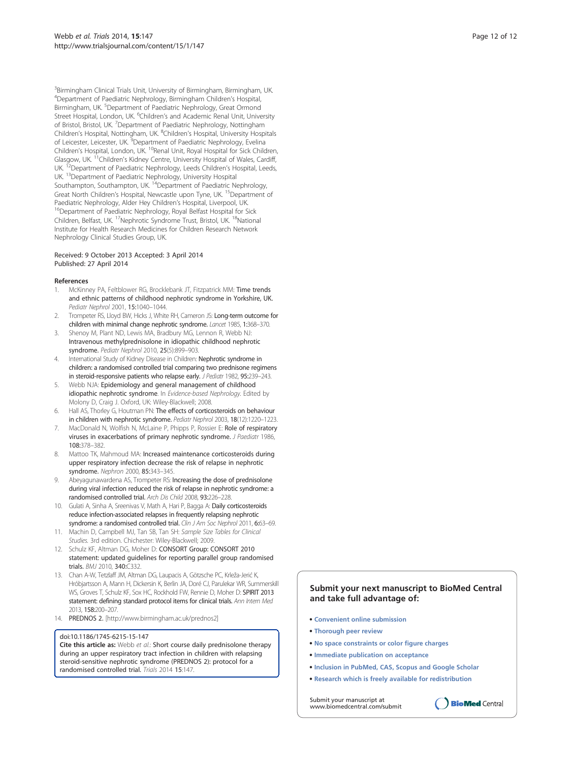[3]Birmingham Clinical Trials Unit, University of Birmingham, Birmingham, UK. [4]Department of Paediatric Nephrology, Birmingham Children's Hospital, Birmingham, UK. [5]Department of Paediatric Nephrology, Great Ormond Street Hospital, London, UK. [6]Children's and Academic Renal Unit, University of Bristol, Bristol, UK. [7]Department of Paediatric Nephrology, Nottingham Children's Hospital, Nottingham, UK. [8]Children's Hospital, University Hospitals of Leicester, Leicester, UK. [9]Department of Paediatric Nephrology, Evelina Children's Hospital, London, UK. [10]Renal Unit, Royal Hospital for Sick Children, Glasgow, UK. [11]Children's Kidney Centre, University Hospital of Wales, Cardiff, UK. [12]Department of Paediatric Nephrology, Leeds Children's Hospital, Leeds, UK. [13]Department of Paediatric Nephrology, University Hospital Southampton, Southampton, UK. [14]Department of Paediatric Nephrology, Great North Children's Hospital, Newcastle upon Tyne, UK. [15]Department of Paediatric Nephrology, Alder Hey Children's Hospital, Liverpool, UK. [16]Department of Paediatric Nephrology, Royal Belfast Hospital for Sick Children, Belfast, UK. [17]Nephrotic Syndrome Trust, Bristol, UK. [18]National Institute for Health Research Medicines for Children Research Network Nephrology Clinical Studies Group, UK.

Received: 9 October 2013 Accepted: 3 April 2014
Published: 27 April 2014

## References

1. McKinney PA, Feltblower RG, Brocklebank JT, Fitzpatrick MM: **Time trends and ethnic patterns of childhood nephrotic syndrome in Yorkshire, UK.** *Pediatr Nephrol* 2001, **15:**1040–1044.
2. Trompeter RS, Lloyd BW, Hicks J, White RH, Cameron JS: **Long-term outcome for children with minimal change nephrotic syndrome.** *Lancet* 1985, **1:**368–370.
3. Shenoy M, Plant ND, Lewis MA, Bradbury MG, Lennon R, Webb NJ: **Intravenous methylprednisolone in idiopathic childhood nephrotic syndrome.** *Pediatr Nephrol* 2010, **25**(5):899–903.
4. International Study of Kidney Disease in Children: **Nephrotic syndrome in children: a randomised controlled trial comparing two prednisone regimens in steroid-responsive patients who relapse early.** *J Pediatr* 1982, **95:**239–243.
5. Webb NJA: **Epidemiology and general management of childhood idiopathic nephrotic syndrome**. In *Evidence-based Nephrology*. Edited by Molony D, Craig J. Oxford, UK: Wiley-Blackwell; 2008.
6. Hall AS, Thorley G, Houtman PN: **The effects of corticosteroids on behaviour in children with nephrotic syndrome.** *Pediatr Nephrol* 2003, **18**(12):1220–1223.
7. MacDonald N, Wolfish N, McLaine P, Phipps P, Rossier E: **Role of respiratory viruses in exacerbations of primary nephrotic syndrome.** *J Paediatr* 1986, **108:**378–382.
8. Mattoo TK, Mahmoud MA: **Increased maintenance corticosteroids during upper respiratory infection decrease the risk of relapse in nephrotic syndrome.** *Nephron* 2000, **85:**343–345.
9. Abeyagunawardena AS, Trompeter RS: **Increasing the dose of prednisolone during viral infection reduced the risk of relapse in nephrotic syndrome: a randomised controlled trial.** *Arch Dis Child* 2008, **93:**226–228.
10. Gulati A, Sinha A, Sreenivas V, Math A, Hari P, Bagga A: **Daily corticosteroids reduce infection-associated relapses in frequently relapsing nephrotic syndrome: a randomised controlled trial.** *Clin J Am Soc Nephrol* 2011, **6:**63–69.
11. Machin D, Campbell MJ, Tan SB, Tan SH: *Sample Size Tables for Clinical Studies.* 3rd edition. Chichester: Wiley-Blackwell; 2009.
12. Schulz KF, Altman DG, Moher D: **CONSORT Group: CONSORT 2010 statement: updated guidelines for reporting parallel group randomised trials.** *BMJ* 2010, **340:**C332.
13. Chan A-W, Tetzlaff JM, Altman DG, Laupacis A, Gøtzsche PC, Krleža-Jerić K, Hróbjartsson A, Mann H, Dickersin K, Berlin JA, Doré CJ, Parulekar WR, Summerskill WS, Groves T, Schulz KF, Sox HC, Rockhold FW, Rennie D, Moher D: **SPIRIT 2013 statement: defining standard protocol items for clinical trials.** *Ann Intern Med* 2013, **158:**200–207.
14. PREDNOS 2. [http://www.birmingham.ac.uk/prednos2]

doi:10.1186/1745-6215-15-147
**Cite this article as:** Webb *et al.*: Short course daily prednisolone therapy during an upper respiratory tract infection in children with relapsing steroid-sensitive nephrotic syndrome (PREDNOS 2): protocol for a randomised controlled trial. *Trials* 2014 15:147.

**Submit your next manuscript to BioMed Central and take full advantage of:**

- Convenient online submission
- Thorough peer review
- No space constraints or color figure charges
- Immediate publication on acceptance
- Inclusion in PubMed, CAS, Scopus and Google Scholar
- Research which is freely available for redistribution

Submit your manuscript at
www.biomedcentral.com/submit

BioMed Central